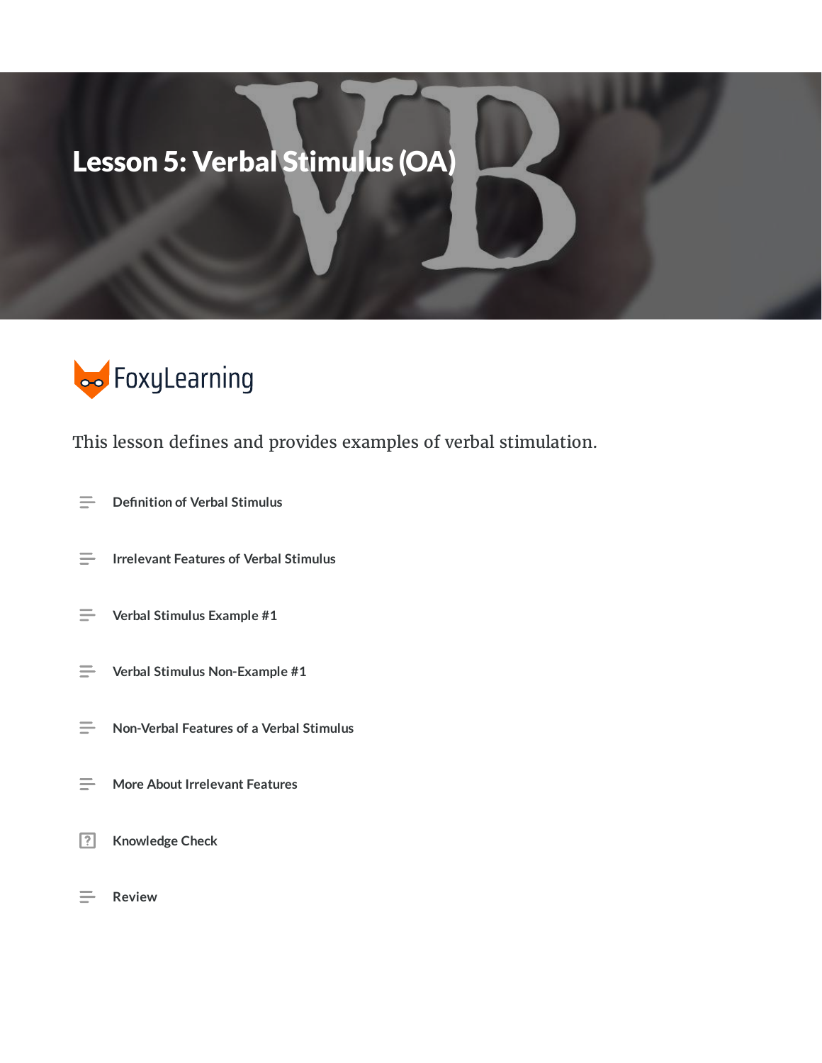# Lesson 5: Verbal Stimulus (OA)

FoxyLearning

This lesson defines and provides examples of verbal stimulation.

- Definition of Verbal Stimulus
- Irrelevant Features of Verbal Stimulus
- Verbal Stimulus Example #1
- Verbal Stimulus Non-Example #1
- Non-Verbal Features of a Verbal Stimulus
- More About Irrelevant Features
- Knowledge Check
- Review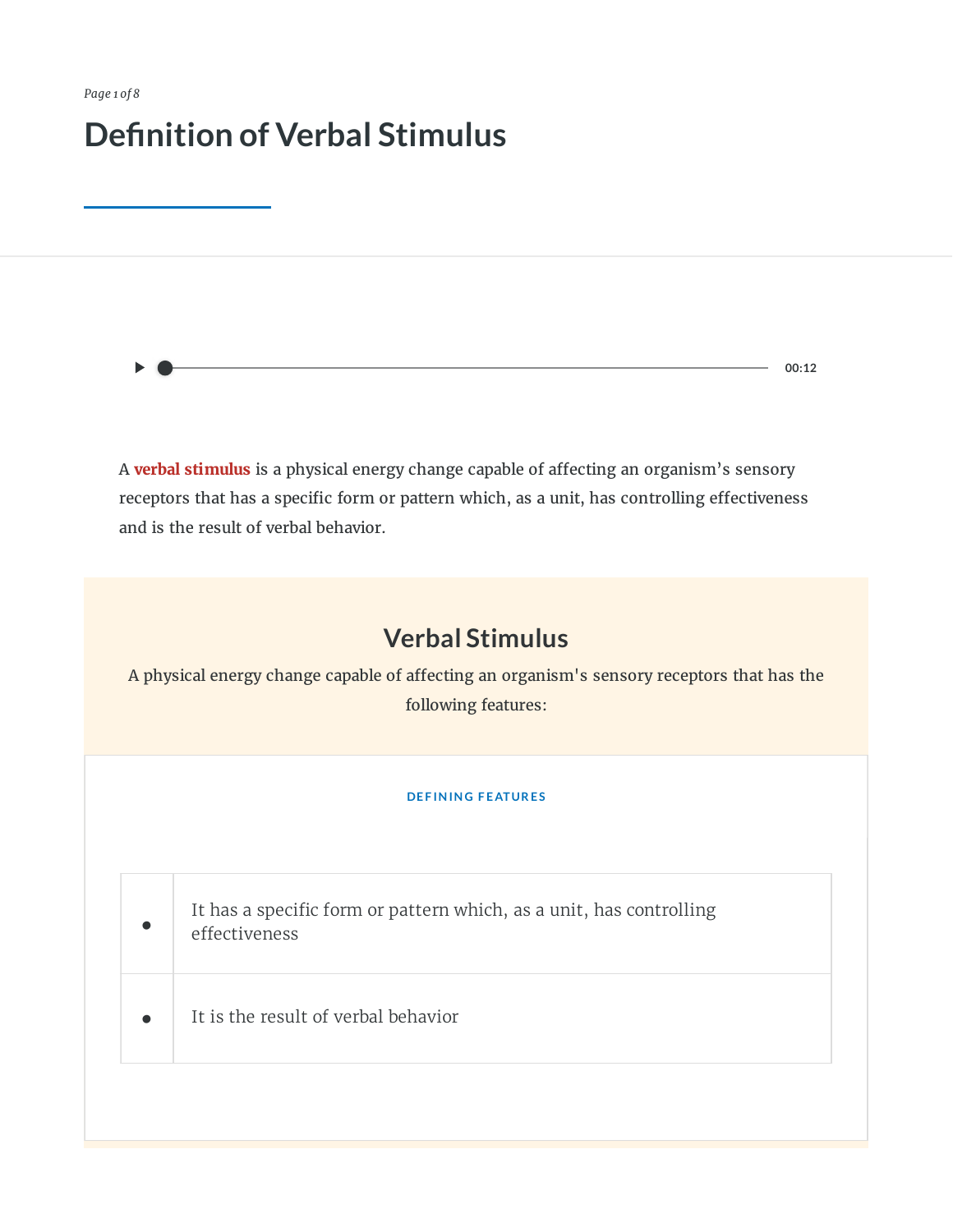# Definition of Verbal Stimulus

A **verbal stimulus** is a physical energy change capable of affecting an organism's sensory receptors that has a specific form or pattern which, as a unit, has controlling effectiveness and is the result of verbal behavior.

## Verbal Stimulus

A physical energy change capable of affecting an organism's sensory receptors that has the following features:

**DEFINING FEATURES**

- It has a specific form or pattern which, as a unit, has controlling effectiveness
- It is the result of verbal behavior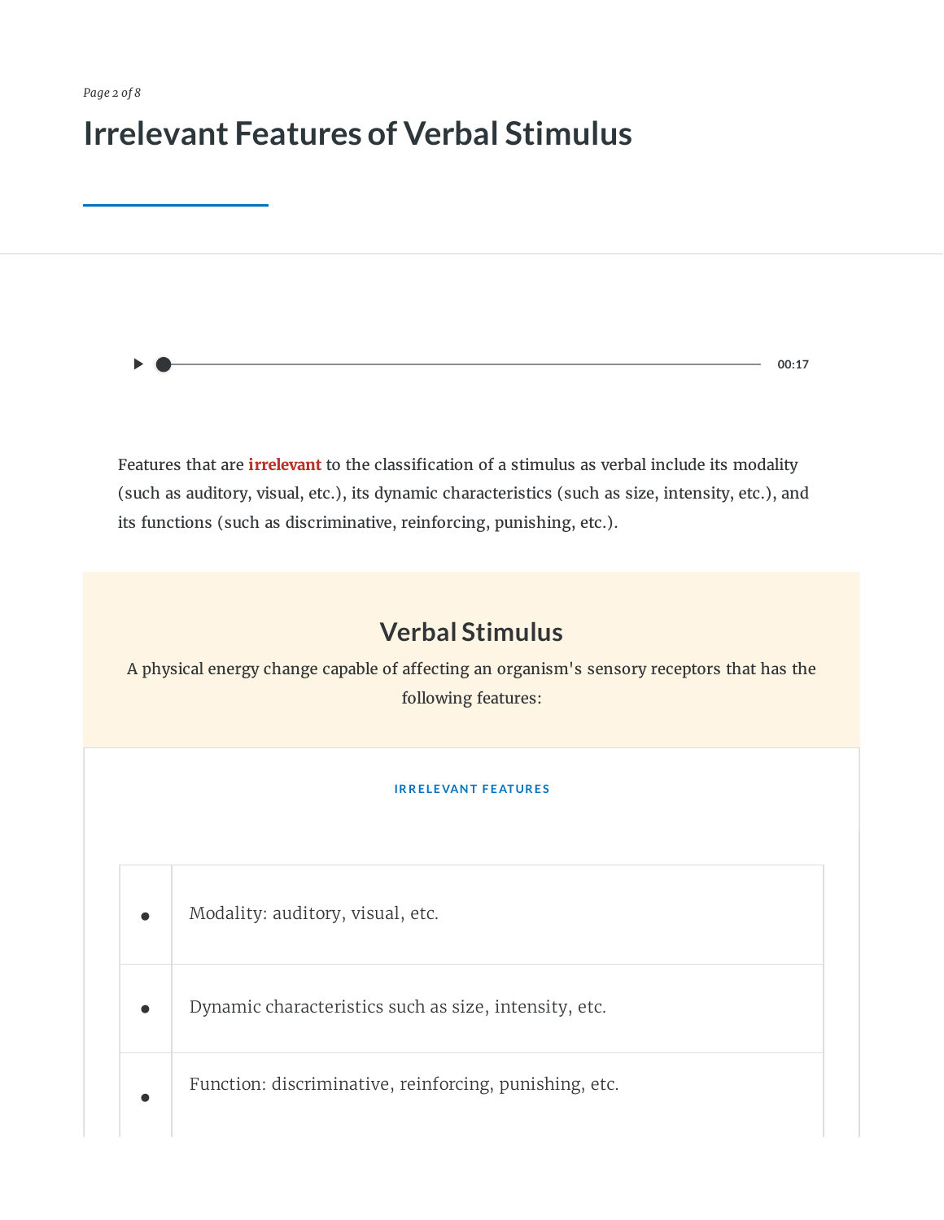# Irrelevant Features of Verbal Stimulus

00:17

Features that are **irrelevant** to the classification of a stimulus as verbal include its modality (such as auditory, visual, etc.), its dynamic characteristics (such as size, intensity, etc.), and its functions (such as discriminative, reinforcing, punishing, etc.).

## Verbal Stimulus

A physical energy change capable of affecting an organism's sensory receptors that has the following features:

**IRRELEVANT FEATURES**

| | |
|---|---|
| • | Modality: auditory, visual, etc. |
| • | Dynamic characteristics such as size, intensity, etc. |
| • | Function: discriminative, reinforcing, punishing, etc. |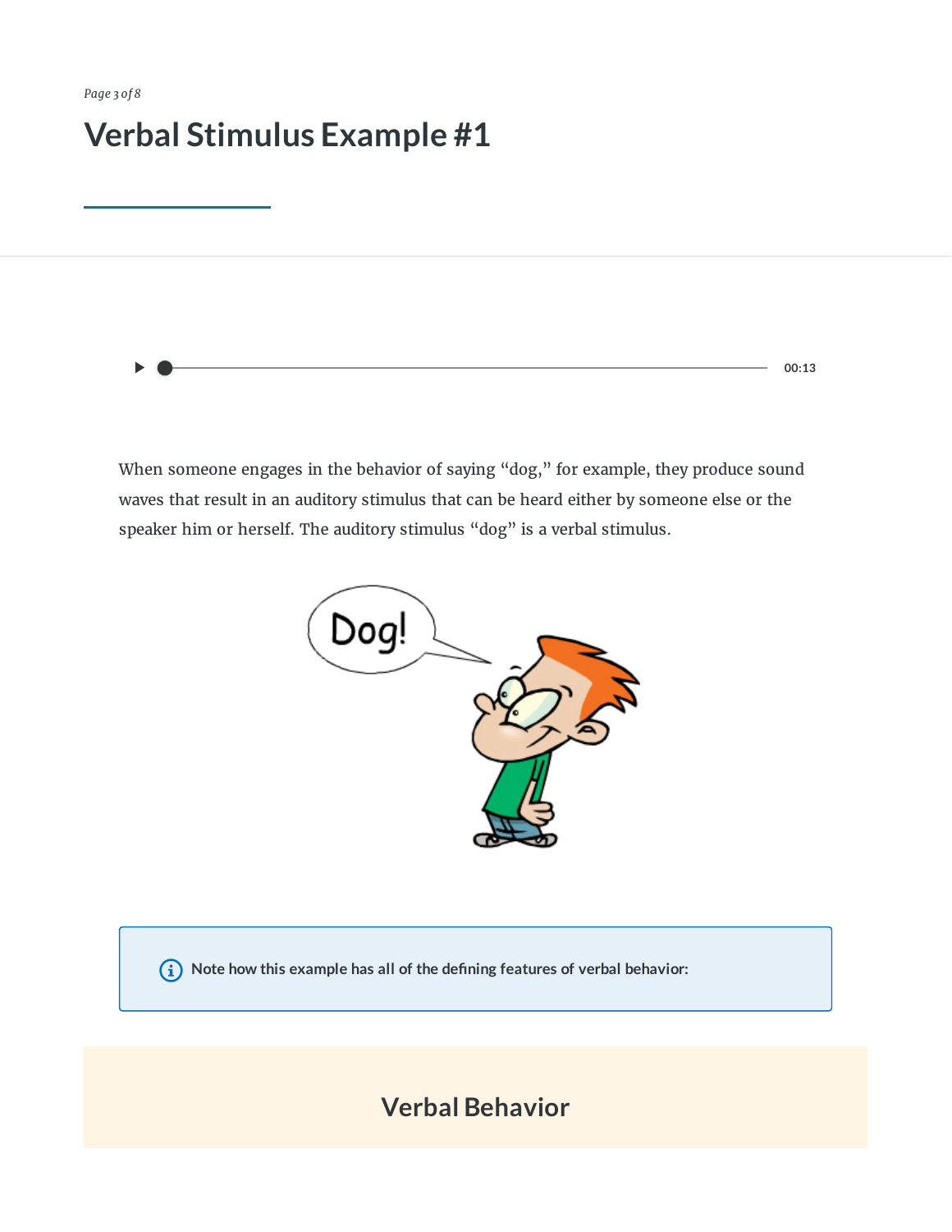# Verbal Stimulus Example #1

When someone engages in the behavior of saying "dog," for example, they produce sound waves that result in an auditory stimulus that can be heard either by someone else or the speaker him or herself. The auditory stimulus "dog" is a verbal stimulus.

**Note how this example has all of the defining features of verbal behavior:**

## Verbal Behavior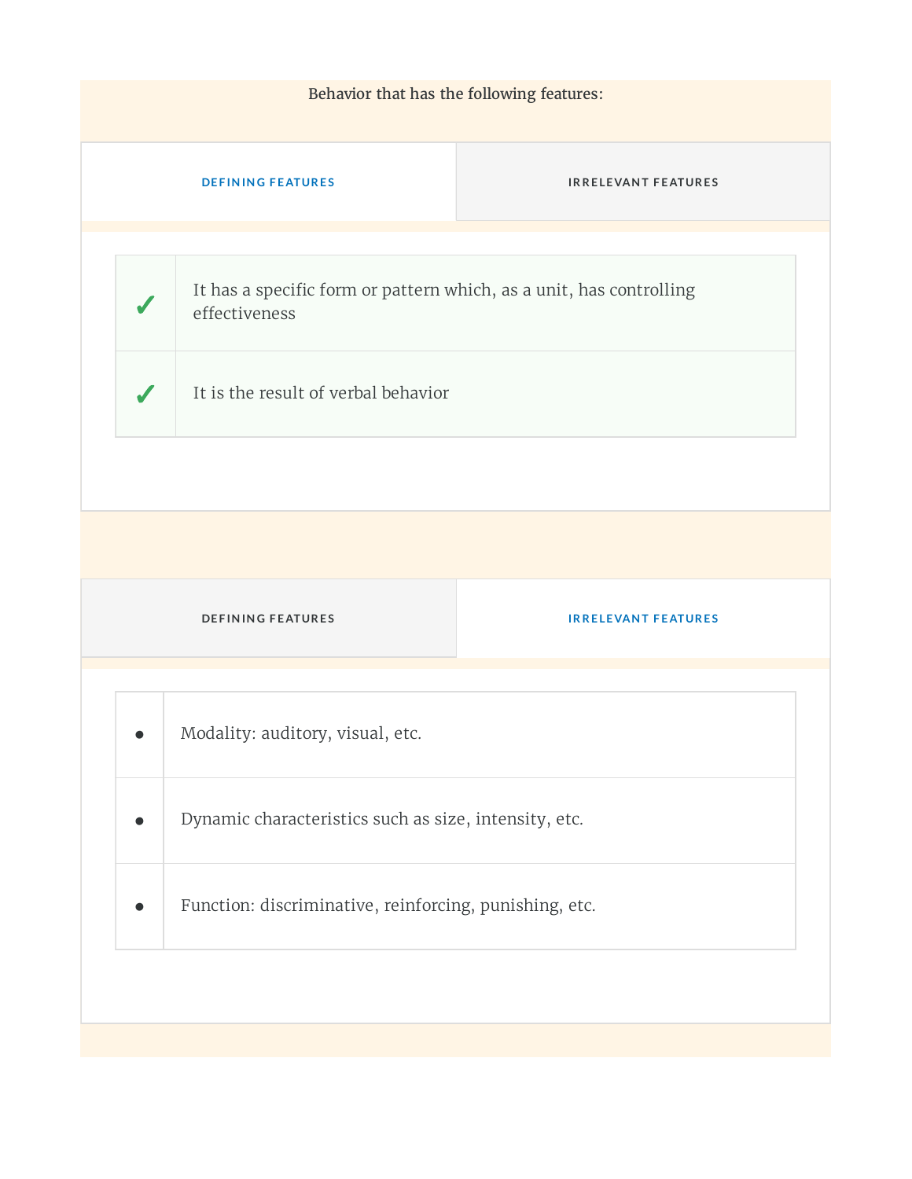Behavior that has the following features:

**DEFINING FEATURES** | IRRELEVANT FEATURES

| | |
|---|---|
| ✓ | It has a specific form or pattern which, as a unit, has controlling effectiveness |
| ✓ | It is the result of verbal behavior |

DEFINING FEATURES | **IRRELEVANT FEATURES**

| | |
|---|---|
| • | Modality: auditory, visual, etc. |
| • | Dynamic characteristics such as size, intensity, etc. |
| • | Function: discriminative, reinforcing, punishing, etc. |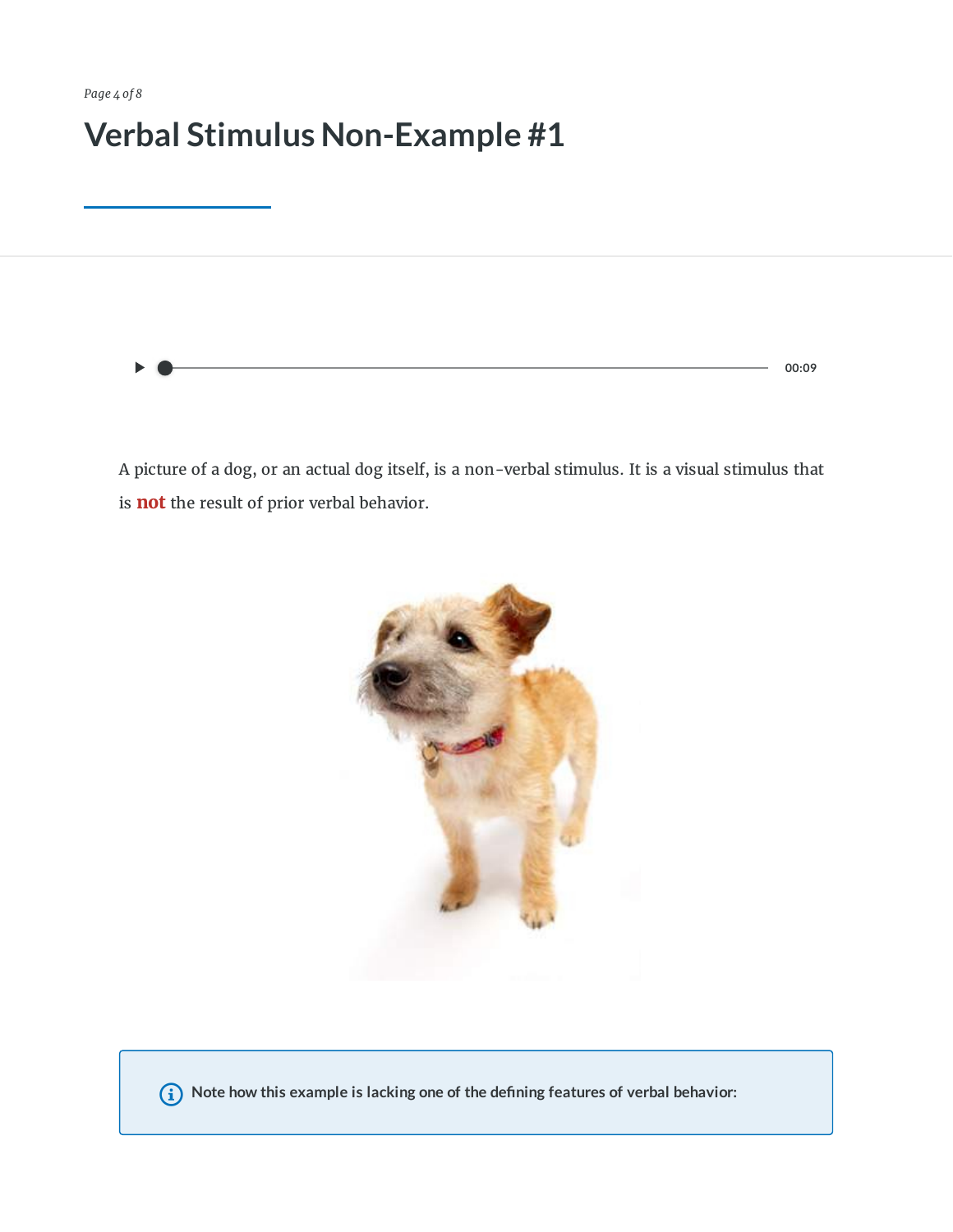# Verbal Stimulus Non-Example #1

A picture of a dog, or an actual dog itself, is a non-verbal stimulus. It is a visual stimulus that is **not** the result of prior verbal behavior.

Note how this example is lacking one of the defining features of verbal behavior: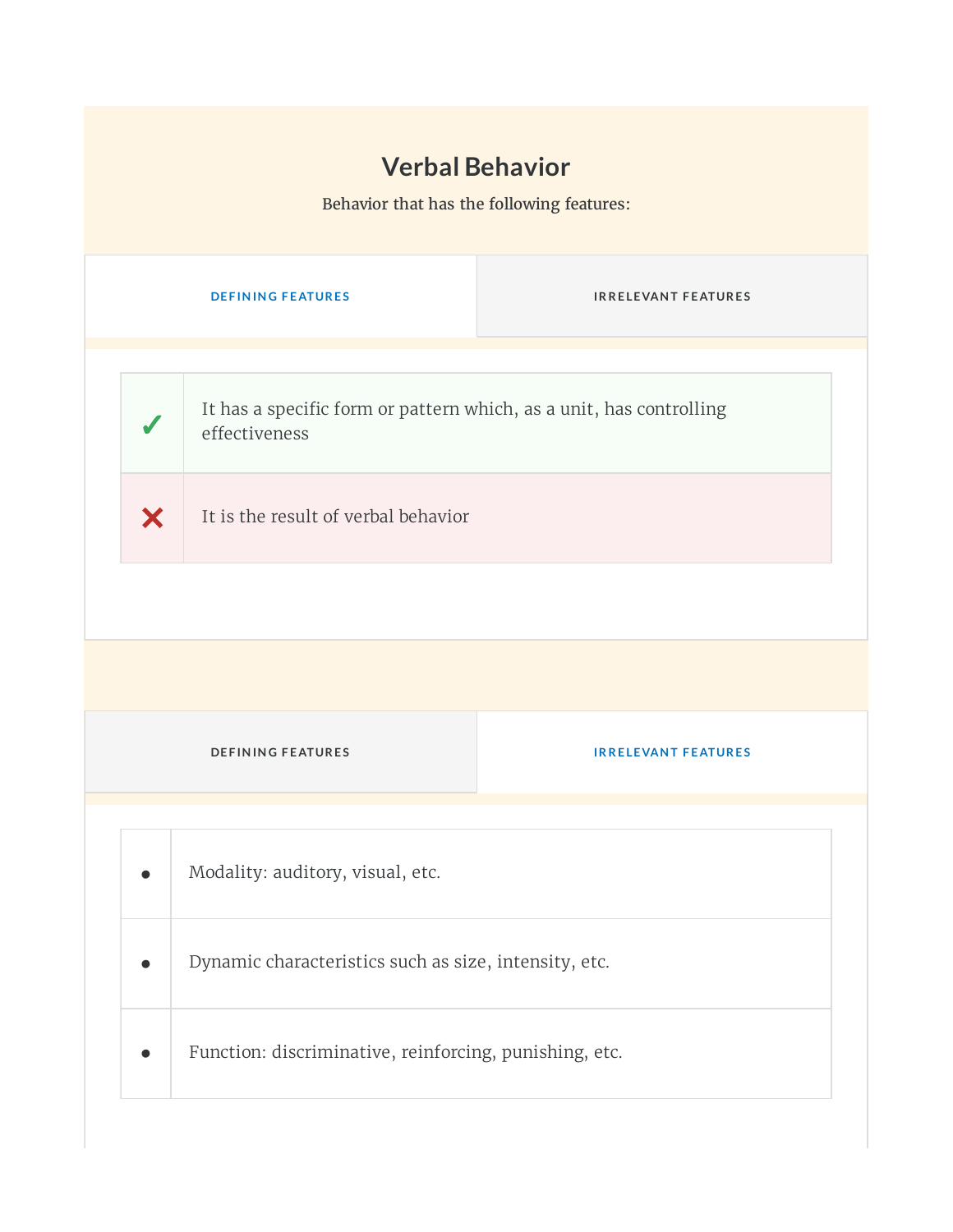## Verbal Behavior

Behavior that has the following features:

**DEFINING FEATURES** | IRRELEVANT FEATURES

| | |
|---|---|
| ✓ | It has a specific form or pattern which, as a unit, has controlling effectiveness |
| ✕ | It is the result of verbal behavior |

DEFINING FEATURES | **IRRELEVANT FEATURES**

| | |
|---|---|
| • | Modality: auditory, visual, etc. |
| • | Dynamic characteristics such as size, intensity, etc. |
| • | Function: discriminative, reinforcing, punishing, etc. |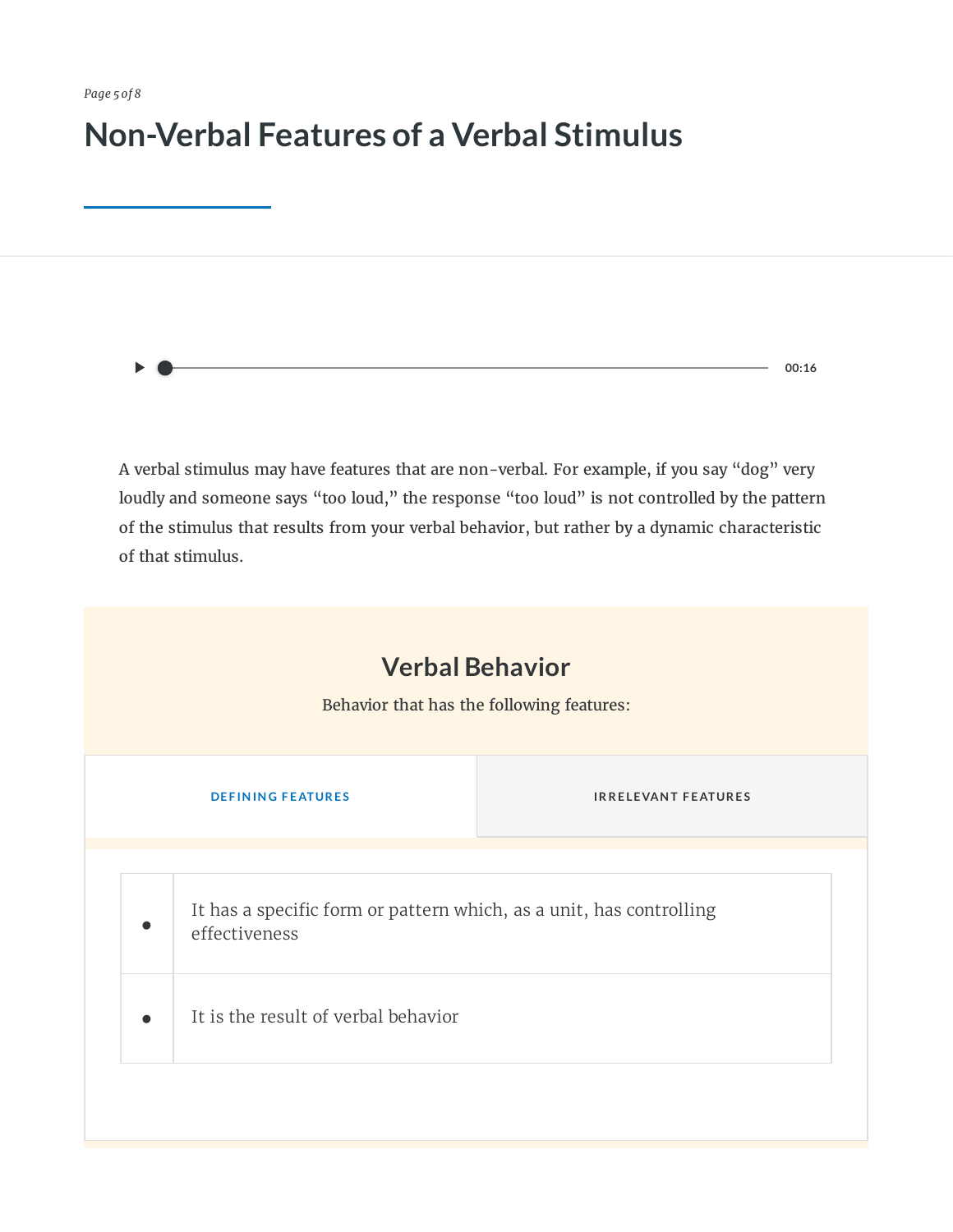# Non-Verbal Features of a Verbal Stimulus

A verbal stimulus may have features that are non-verbal. For example, if you say "dog" very loudly and someone says "too loud," the response "too loud" is not controlled by the pattern of the stimulus that results from your verbal behavior, but rather by a dynamic characteristic of that stimulus.

## Verbal Behavior

Behavior that has the following features:

| DEFINING FEATURES | IRRELEVANT FEATURES |
| --- | --- |

- It has a specific form or pattern which, as a unit, has controlling effectiveness
- It is the result of verbal behavior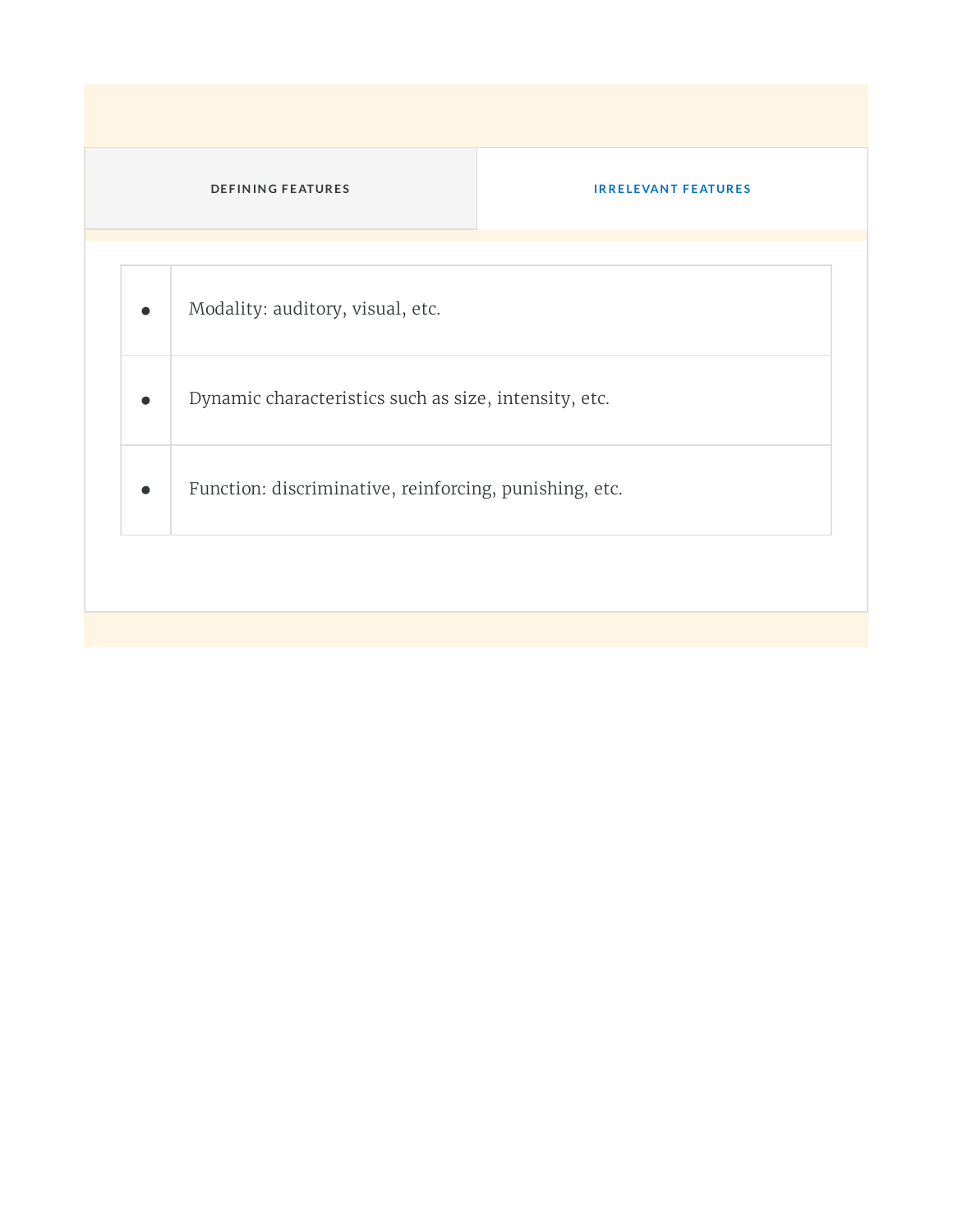| DEFINING FEATURES | IRRELEVANT FEATURES |
|---|---|

- Modality: auditory, visual, etc.
- Dynamic characteristics such as size, intensity, etc.
- Function: discriminative, reinforcing, punishing, etc.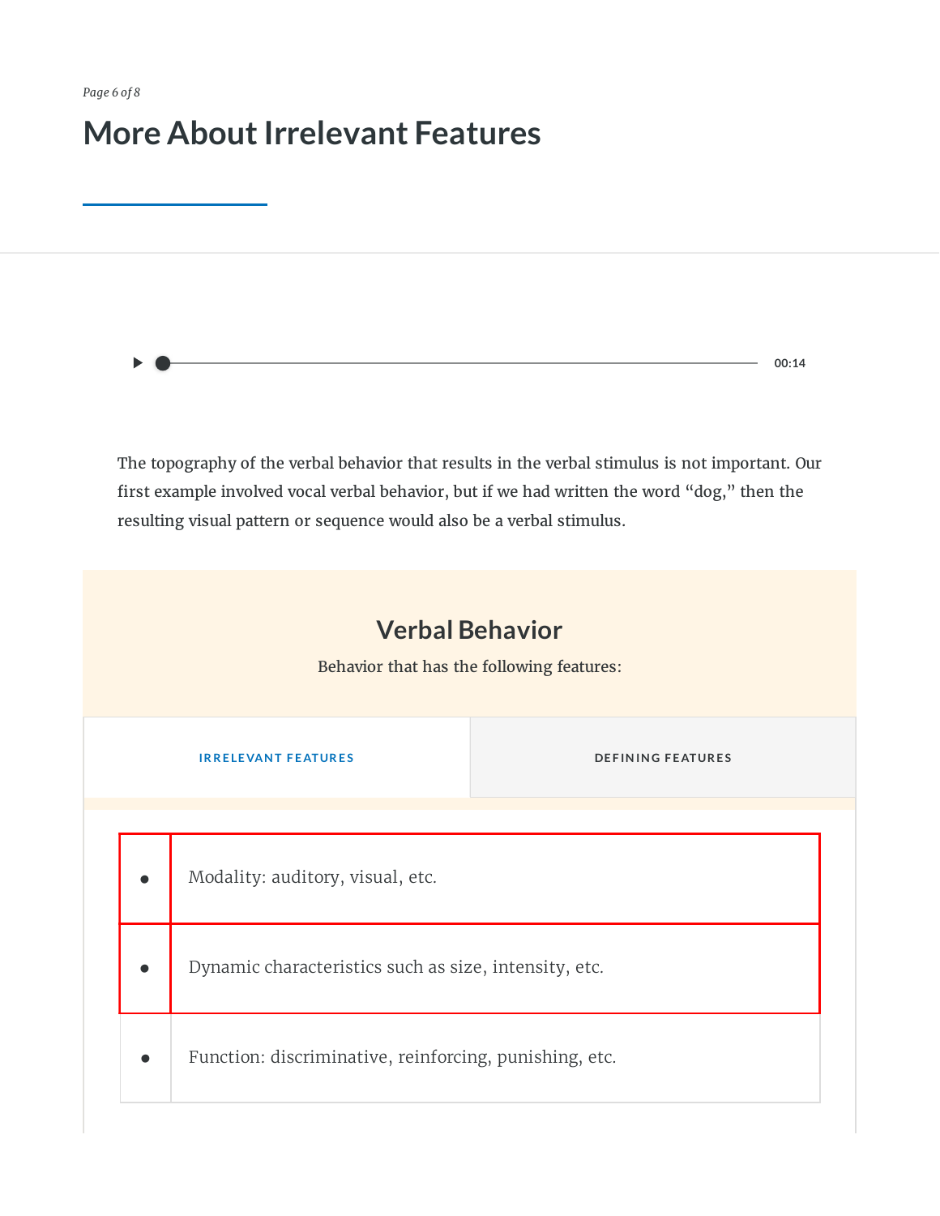# More About Irrelevant Features

00:14

The topography of the verbal behavior that results in the verbal stimulus is not important. Our first example involved vocal verbal behavior, but if we had written the word "dog," then the resulting visual pattern or sequence would also be a verbal stimulus.

## Verbal Behavior

Behavior that has the following features:

IRRELEVANT FEATURES | DEFINING FEATURES

- Modality: auditory, visual, etc.
- Dynamic characteristics such as size, intensity, etc.
- Function: discriminative, reinforcing, punishing, etc.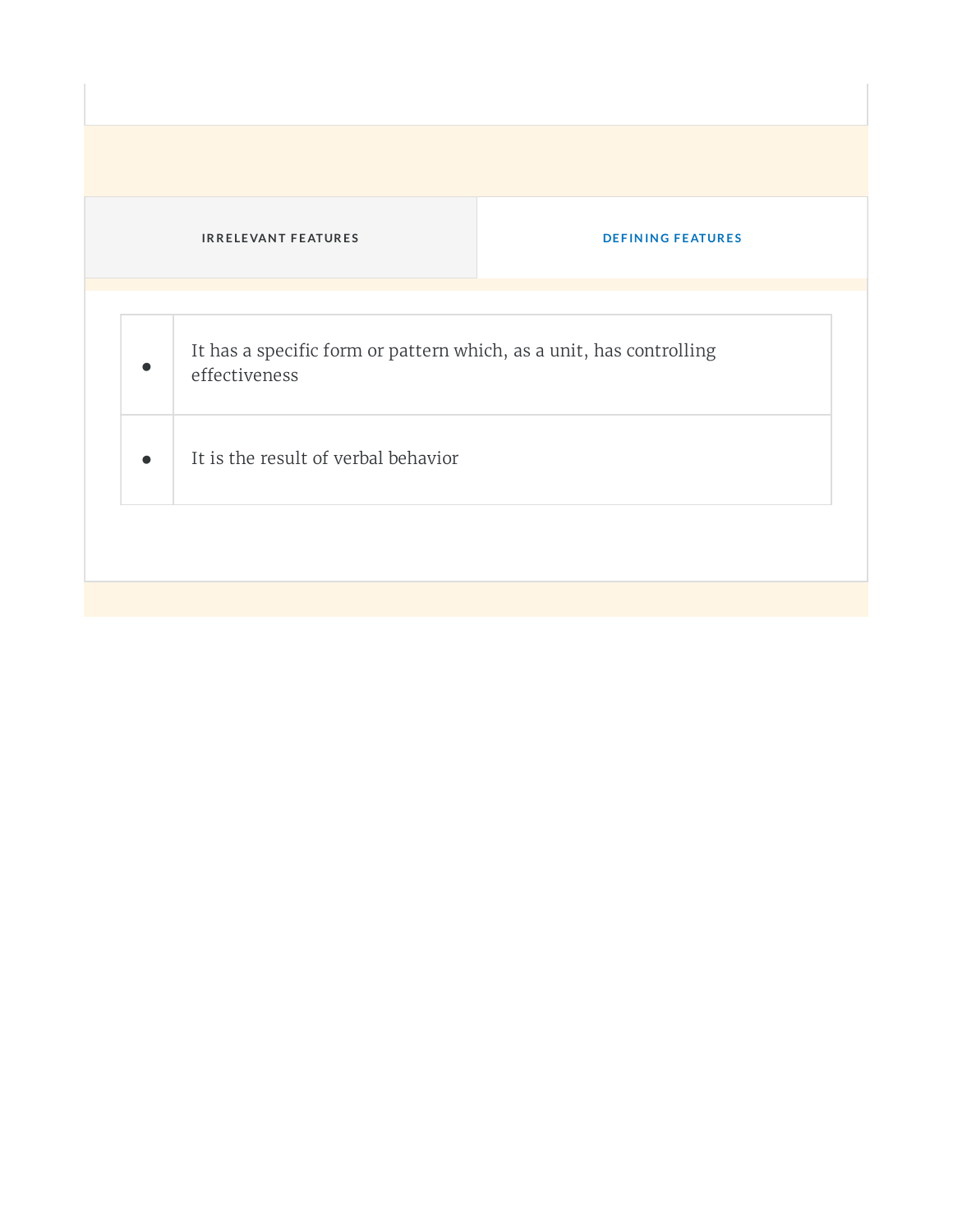| IRRELEVANT FEATURES | DEFINING FEATURES |
| --- | --- |

| | |
| --- | --- |
| • | It has a specific form or pattern which, as a unit, has controlling effectiveness |
| • | It is the result of verbal behavior |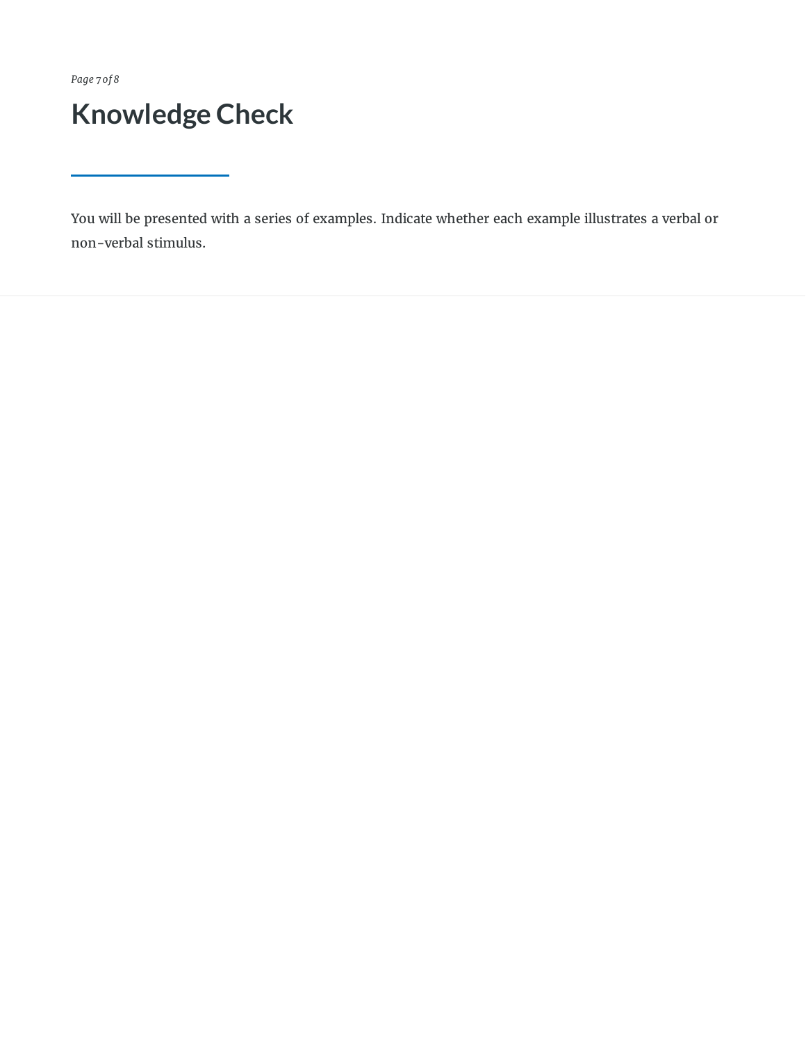# Knowledge Check

You will be presented with a series of examples. Indicate whether each example illustrates a verbal or non-verbal stimulus.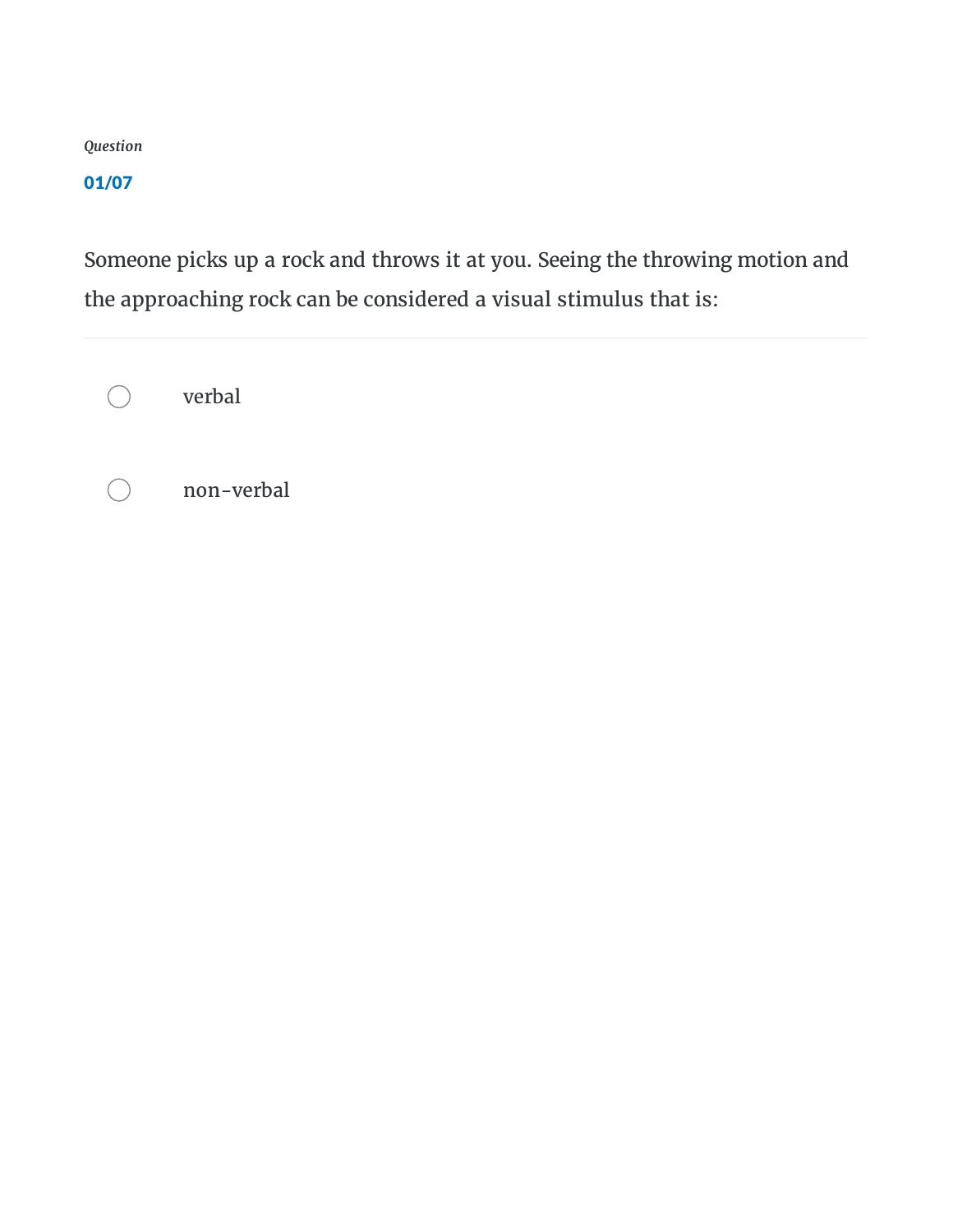*Question*

**01/07**

Someone picks up a rock and throws it at you. Seeing the throwing motion and the approaching rock can be considered a visual stimulus that is:

---

- verbal
- non-verbal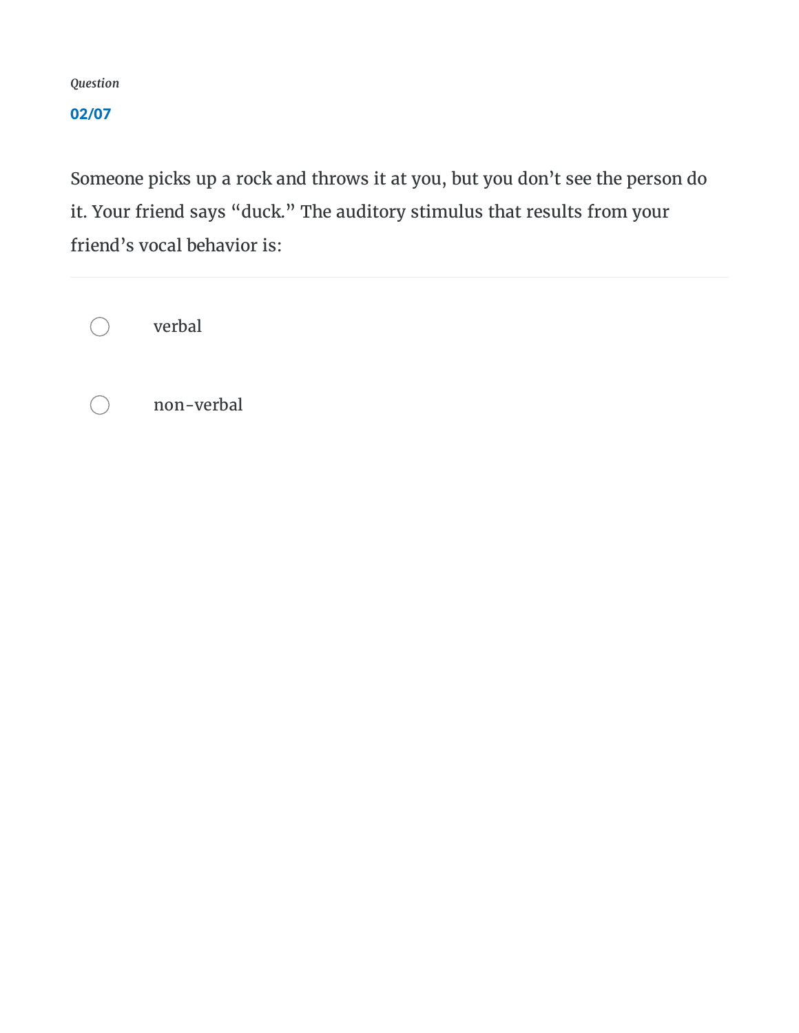*Question*

**02/07**

Someone picks up a rock and throws it at you, but you don't see the person do it. Your friend says "duck." The auditory stimulus that results from your friend's vocal behavior is:

---

- ○ verbal
- ○ non-verbal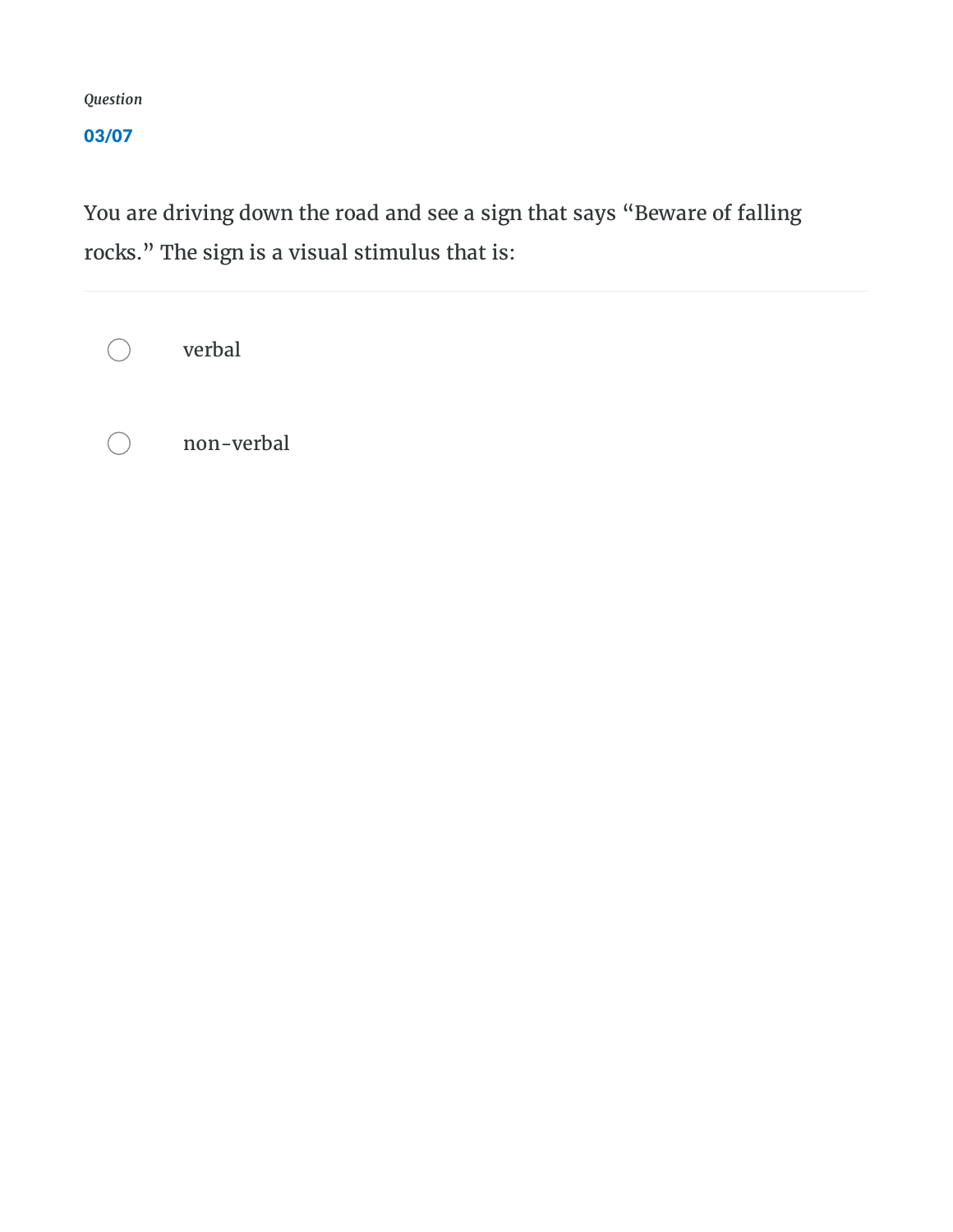*Question*

**03/07**

You are driving down the road and see a sign that says "Beware of falling rocks." The sign is a visual stimulus that is:

- verbal
- non-verbal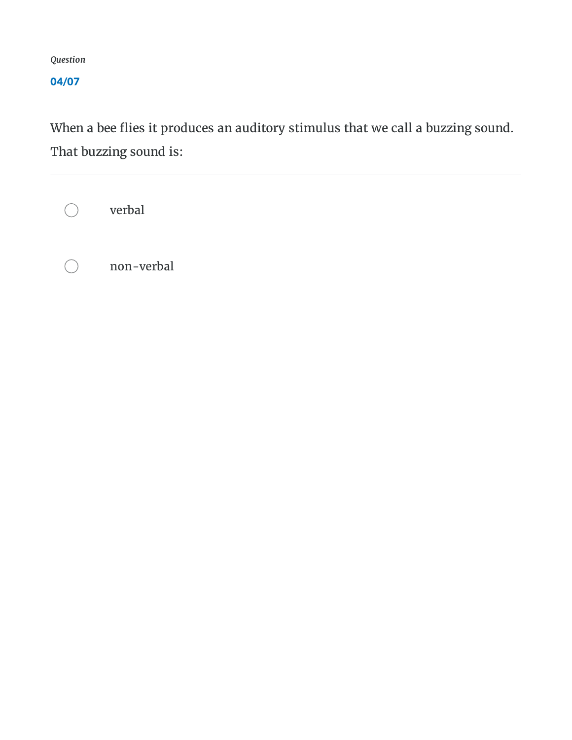*Question*

**04/07**

When a bee flies it produces an auditory stimulus that we call a buzzing sound. That buzzing sound is:

- verbal
- non-verbal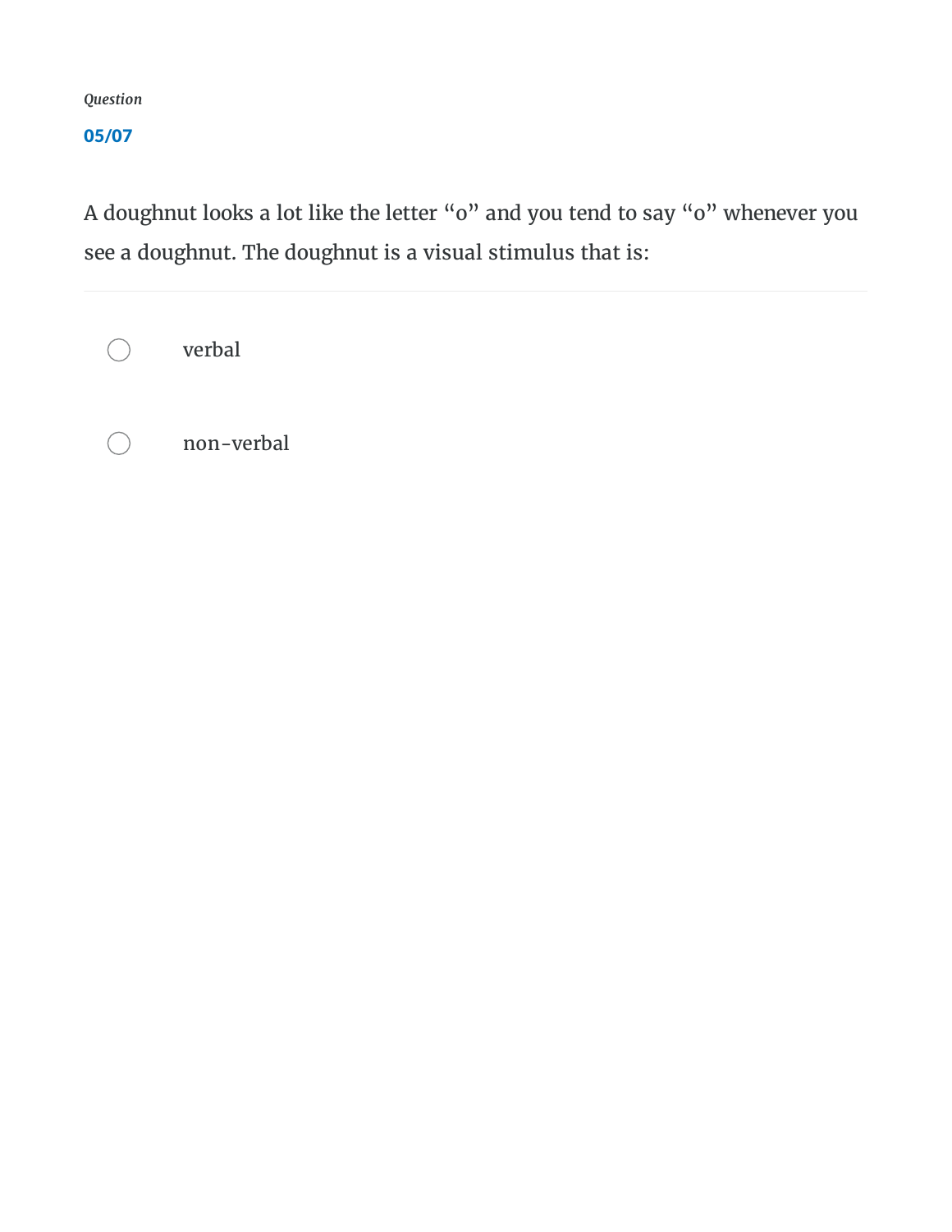*Question*

**05/07**

A doughnut looks a lot like the letter "o" and you tend to say "o" whenever you see a doughnut. The doughnut is a visual stimulus that is:

- verbal
- non-verbal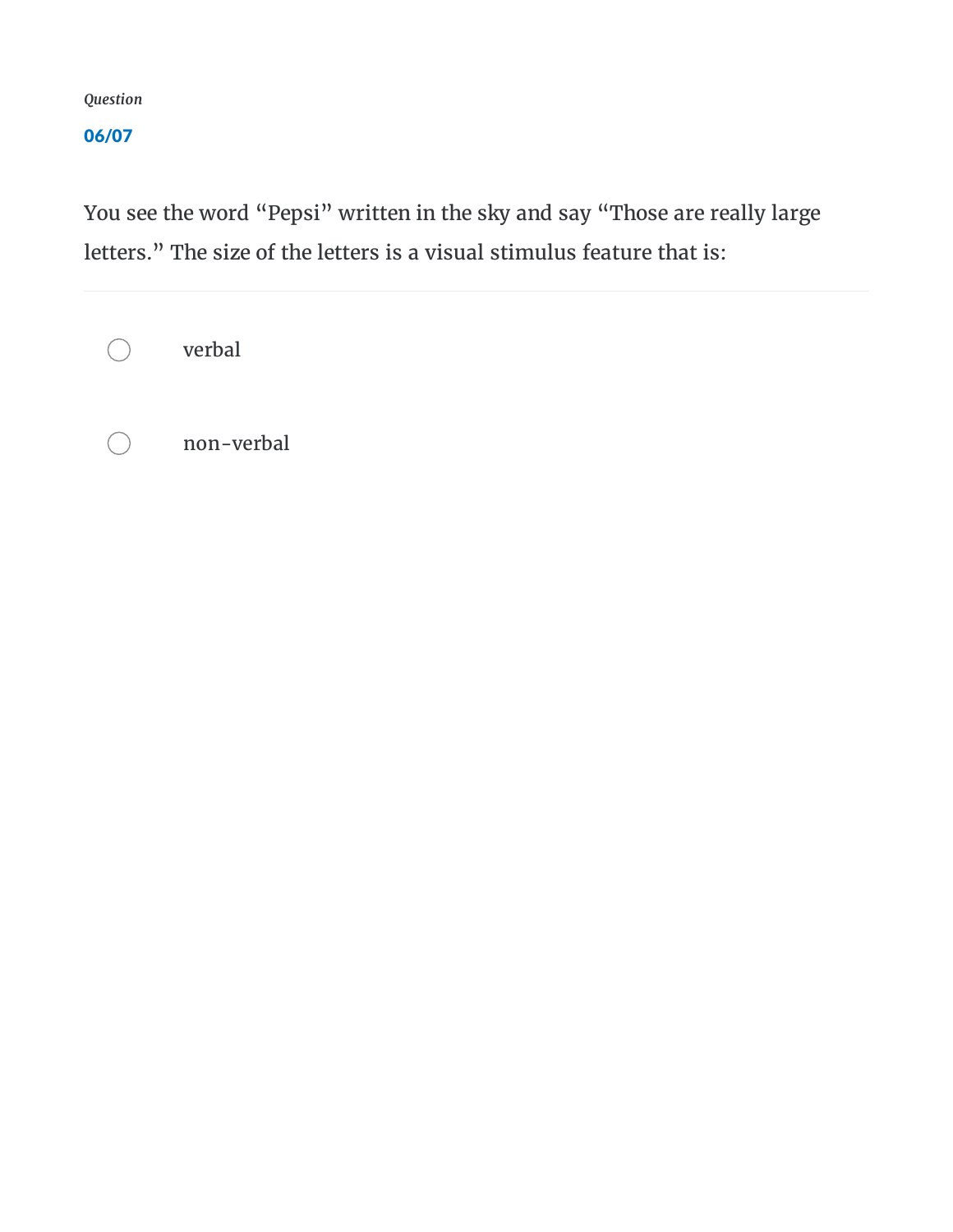*Question*

**06/07**

You see the word “Pepsi” written in the sky and say “Those are really large letters.” The size of the letters is a visual stimulus feature that is:

- verbal
- non-verbal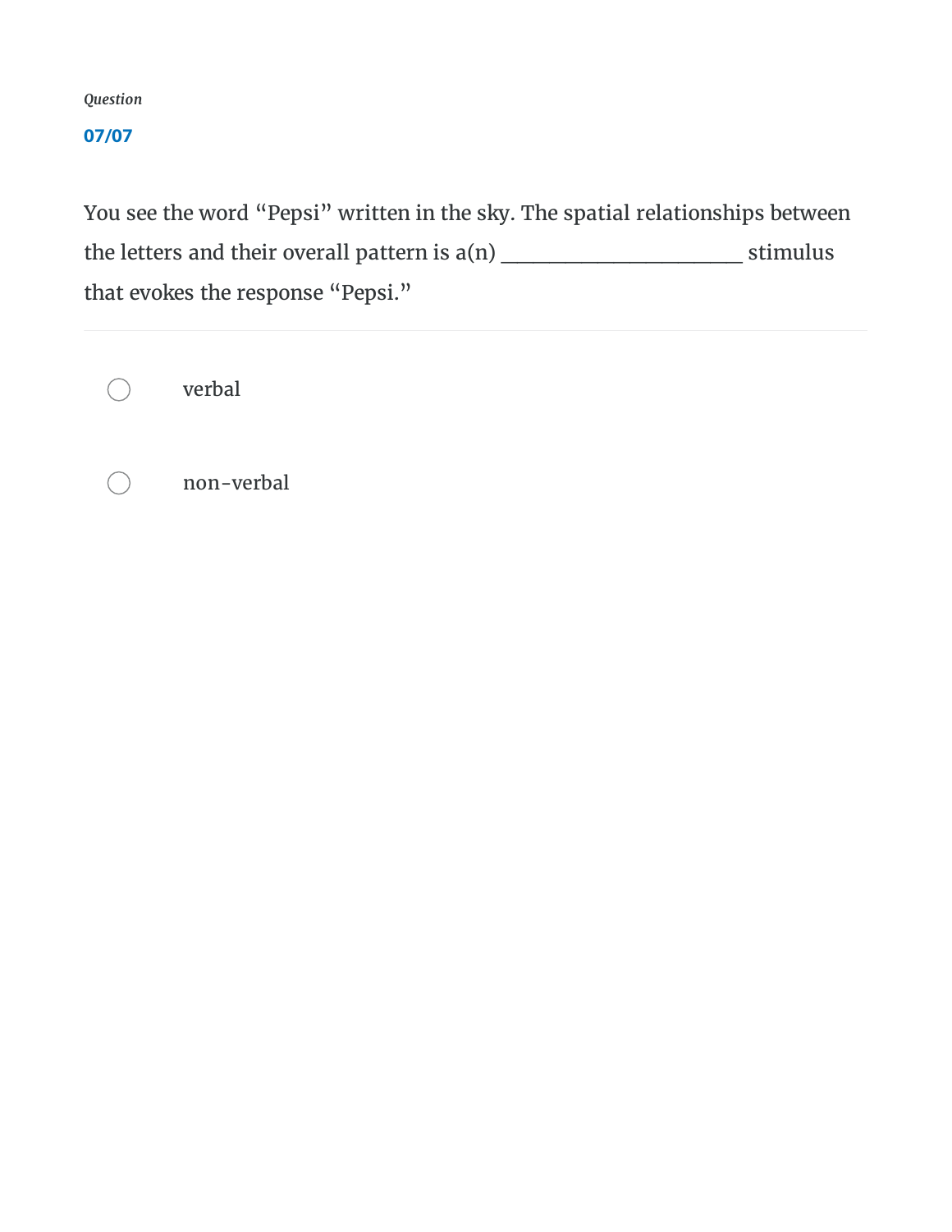*Question*

**07/07**

You see the word “Pepsi” written in the sky. The spatial relationships between the letters and their overall pattern is a(n) _____________________ stimulus that evokes the response “Pepsi.”

- verbal
- non-verbal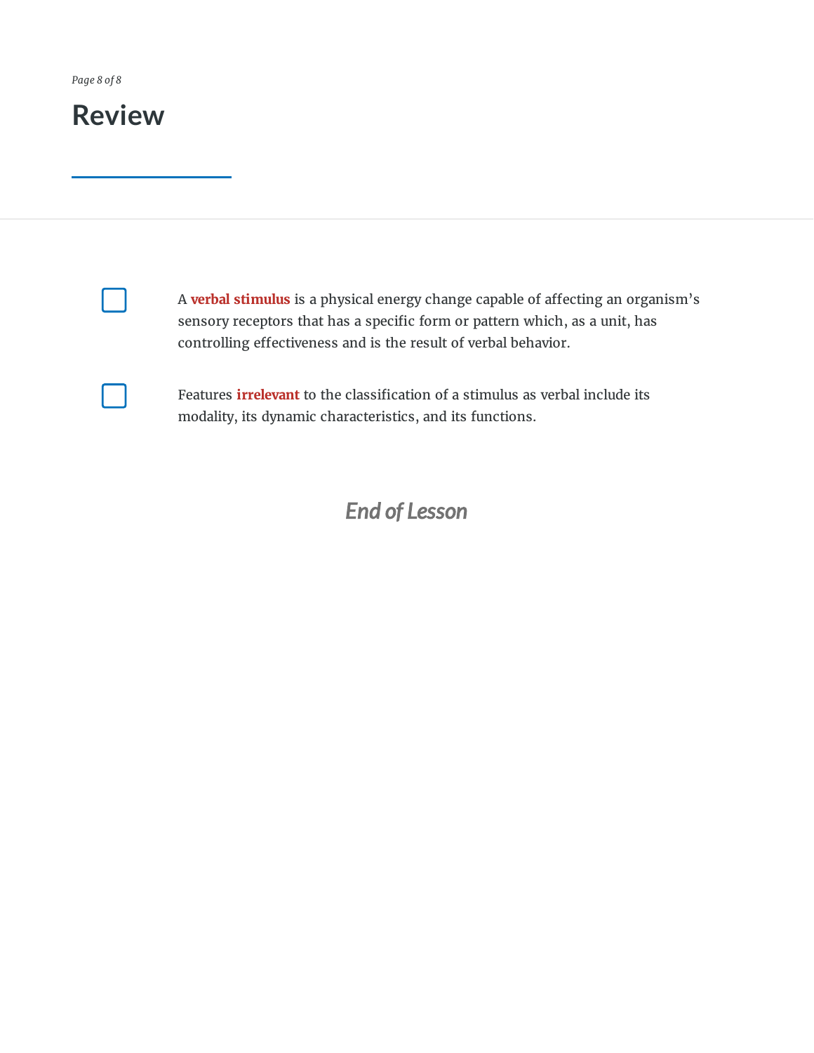# Review

- [ ] A **verbal stimulus** is a physical energy change capable of affecting an organism's sensory receptors that has a specific form or pattern which, as a unit, has controlling effectiveness and is the result of verbal behavior.

- [ ] Features **irrelevant** to the classification of a stimulus as verbal include its modality, its dynamic characteristics, and its functions.

*End of Lesson*